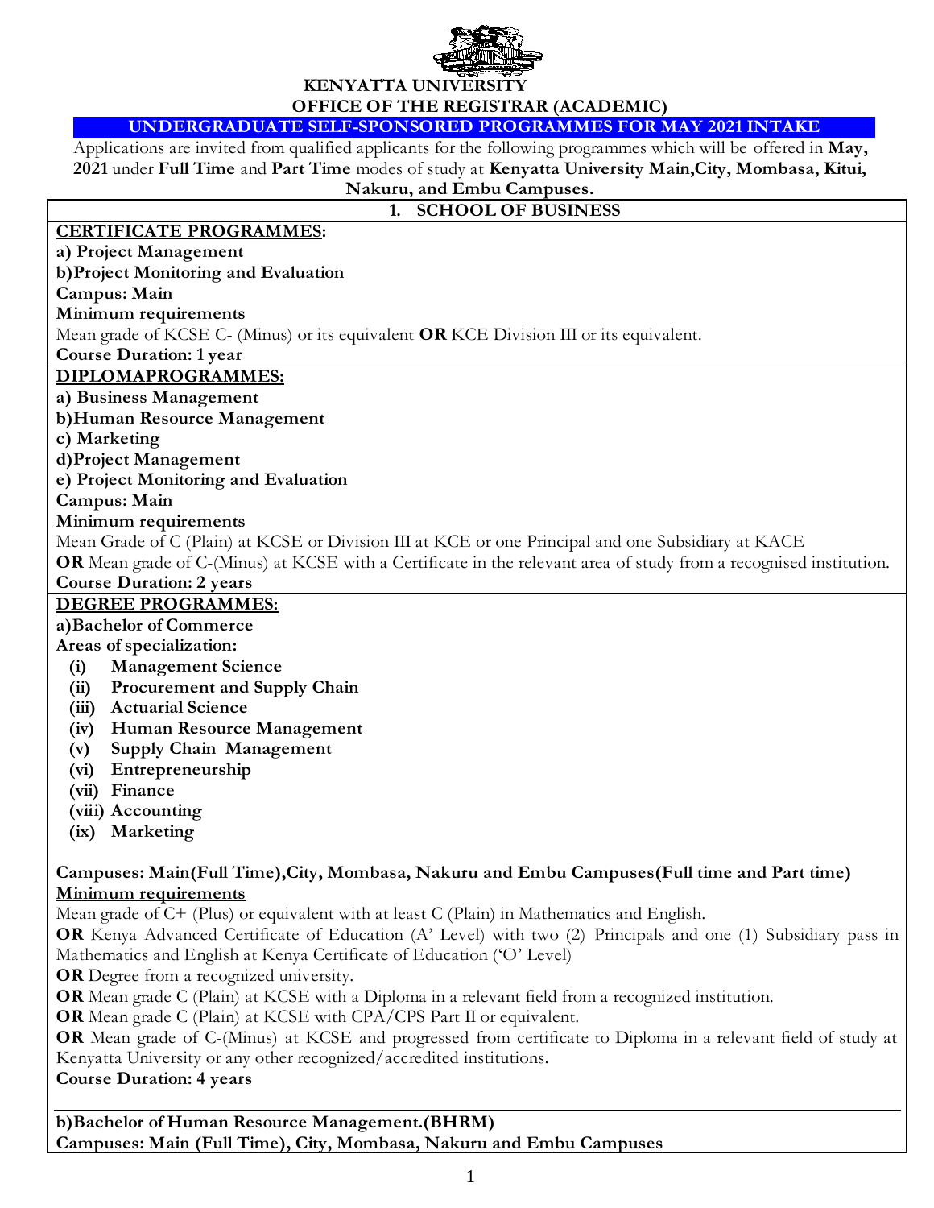# KENYATTA UNIVERSITY

## OFFICE OF THE REGISTRAR (ACADEMIC)

## UNDERGRADUATE SELF-SPONSORED PROGRAMMES FOR MAY 2021 INTAKE

Applications are invited from qualified applicants for the following programmes which will be offered in **May, 2021** under **Full Time** and **Part Time** modes of study at **Kenyatta University Main,City, Mombasa, Kitui, Nakuru, and Embu Campuses.**

## 1. SCHOOL OF BUSINESS

### CERTIFICATE PROGRAMMES:

**a) Project Management**
**b)Project Monitoring and Evaluation**
**Campus: Main**
**Minimum requirements**
Mean grade of KCSE C- (Minus) or its equivalent **OR** KCE Division III or its equivalent.
**Course Duration: 1 year**

### DIPLOMAPROGRAMMES:

**a) Business Management**
**b)Human Resource Management**
**c) Marketing**
**d)Project Management**
**e) Project Monitoring and Evaluation**
**Campus: Main**
**Minimum requirements**
Mean Grade of C (Plain) at KCSE or Division III at KCE or one Principal and one Subsidiary at KACE
**OR** Mean grade of C-(Minus) at KCSE with a Certificate in the relevant area of study from a recognised institution.
**Course Duration: 2 years**

### DEGREE PROGRAMMES:

**a)Bachelor of Commerce**
**Areas of specialization:**

- **(i) Management Science**
- **(ii) Procurement and Supply Chain**
- **(iii) Actuarial Science**
- **(iv) Human Resource Management**
- **(v) Supply Chain Management**
- **(vi) Entrepreneurship**
- **(vii) Finance**
- **(viii) Accounting**
- **(ix) Marketing**

**Campuses: Main(Full Time),City, Mombasa, Nakuru and Embu Campuses(Full time and Part time)**
**Minimum requirements**
Mean grade of C+ (Plus) or equivalent with at least C (Plain) in Mathematics and English.
**OR** Kenya Advanced Certificate of Education (A' Level) with two (2) Principals and one (1) Subsidiary pass in Mathematics and English at Kenya Certificate of Education ('O' Level)
**OR** Degree from a recognized university.
**OR** Mean grade C (Plain) at KCSE with a Diploma in a relevant field from a recognized institution.
**OR** Mean grade C (Plain) at KCSE with CPA/CPS Part II or equivalent.
**OR** Mean grade of C-(Minus) at KCSE and progressed from certificate to Diploma in a relevant field of study at Kenyatta University or any other recognized/accredited institutions.
**Course Duration: 4 years**

**b)Bachelor of Human Resource Management.(BHRM)**
**Campuses: Main (Full Time), City, Mombasa, Nakuru and Embu Campuses**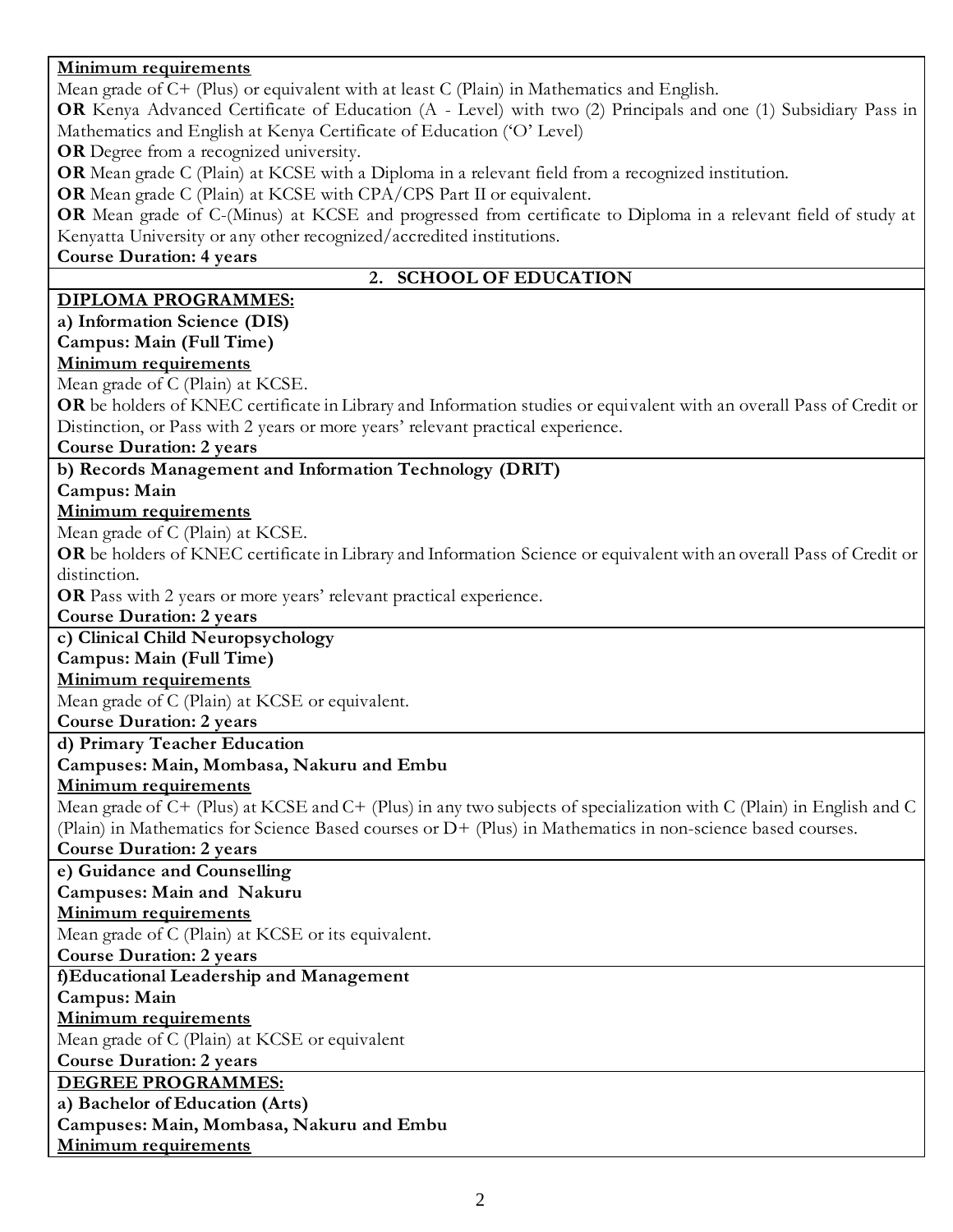**Minimum requirements**

Mean grade of C+ (Plus) or equivalent with at least C (Plain) in Mathematics and English.

**OR** Kenya Advanced Certificate of Education (A - Level) with two (2) Principals and one (1) Subsidiary Pass in Mathematics and English at Kenya Certificate of Education ('O' Level)

**OR** Degree from a recognized university.

**OR** Mean grade C (Plain) at KCSE with a Diploma in a relevant field from a recognized institution.

**OR** Mean grade C (Plain) at KCSE with CPA/CPS Part II or equivalent.

**OR** Mean grade of C-(Minus) at KCSE and progressed from certificate to Diploma in a relevant field of study at Kenyatta University or any other recognized/accredited institutions.

**Course Duration: 4 years**

## 2. SCHOOL OF EDUCATION

**DIPLOMA PROGRAMMES:**

**a) Information Science (DIS)**

**Campus: Main (Full Time)**

**Minimum requirements**

Mean grade of C (Plain) at KCSE.

**OR** be holders of KNEC certificate in Library and Information studies or equivalent with an overall Pass of Credit or Distinction, or Pass with 2 years or more years' relevant practical experience.

**Course Duration: 2 years**

**b) Records Management and Information Technology (DRIT)**

**Campus: Main**

**Minimum requirements**

Mean grade of C (Plain) at KCSE.

**OR** be holders of KNEC certificate in Library and Information Science or equivalent with an overall Pass of Credit or distinction.

**OR** Pass with 2 years or more years' relevant practical experience.

**Course Duration: 2 years**

**c) Clinical Child Neuropsychology**

**Campus: Main (Full Time)**

**Minimum requirements**

Mean grade of C (Plain) at KCSE or equivalent.

**Course Duration: 2 years**

**d) Primary Teacher Education**

**Campuses: Main, Mombasa, Nakuru and Embu**

**Minimum requirements**

Mean grade of C+ (Plus) at KCSE and C+ (Plus) in any two subjects of specialization with C (Plain) in English and C (Plain) in Mathematics for Science Based courses or D+ (Plus) in Mathematics in non-science based courses.

**Course Duration: 2 years**

**e) Guidance and Counselling**

**Campuses: Main and Nakuru**

**Minimum requirements**

Mean grade of C (Plain) at KCSE or its equivalent.

**Course Duration: 2 years**

**f) Educational Leadership and Management**

**Campus: Main**

**Minimum requirements**

Mean grade of C (Plain) at KCSE or equivalent

**Course Duration: 2 years**

**DEGREE PROGRAMMES:**

**a) Bachelor of Education (Arts)**

**Campuses: Main, Mombasa, Nakuru and Embu**

**Minimum requirements**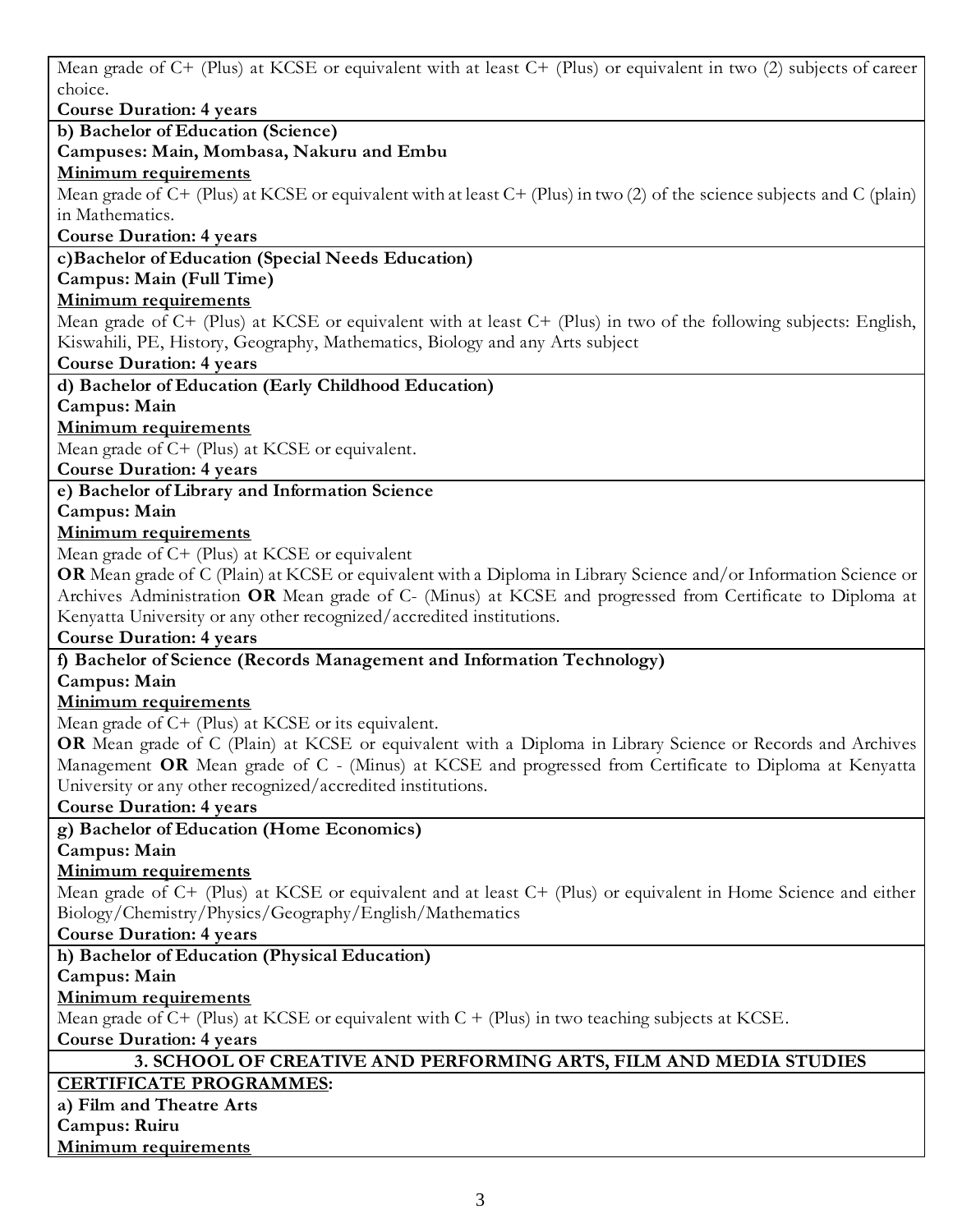Mean grade of C+ (Plus) at KCSE or equivalent with at least C+ (Plus) or equivalent in two (2) subjects of career choice.

**Course Duration: 4 years**

**b) Bachelor of Education (Science)**

**Campuses: Main, Mombasa, Nakuru and Embu**

**Minimum requirements**

Mean grade of C+ (Plus) at KCSE or equivalent with at least C+ (Plus) in two (2) of the science subjects and C (plain) in Mathematics.

**Course Duration: 4 years**

**c)Bachelor of Education (Special Needs Education)**

**Campus: Main (Full Time)**

**Minimum requirements**

Mean grade of C+ (Plus) at KCSE or equivalent with at least C+ (Plus) in two of the following subjects: English, Kiswahili, PE, History, Geography, Mathematics, Biology and any Arts subject

**Course Duration: 4 years**

**d) Bachelor of Education (Early Childhood Education)**

**Campus: Main**

**Minimum requirements**

Mean grade of C+ (Plus) at KCSE or equivalent.

**Course Duration: 4 years**

**e) Bachelor of Library and Information Science**

**Campus: Main**

**Minimum requirements**

Mean grade of C+ (Plus) at KCSE or equivalent

**OR** Mean grade of C (Plain) at KCSE or equivalent with a Diploma in Library Science and/or Information Science or Archives Administration **OR** Mean grade of C- (Minus) at KCSE and progressed from Certificate to Diploma at Kenyatta University or any other recognized/accredited institutions.

**Course Duration: 4 years**

**f) Bachelor of Science (Records Management and Information Technology)**

**Campus: Main**

**Minimum requirements**

Mean grade of C+ (Plus) at KCSE or its equivalent.

**OR** Mean grade of C (Plain) at KCSE or equivalent with a Diploma in Library Science or Records and Archives Management **OR** Mean grade of C - (Minus) at KCSE and progressed from Certificate to Diploma at Kenyatta University or any other recognized/accredited institutions.

**Course Duration: 4 years**

**g) Bachelor of Education (Home Economics)**

**Campus: Main**

**Minimum requirements**

Mean grade of C+ (Plus) at KCSE or equivalent and at least C+ (Plus) or equivalent in Home Science and either Biology/Chemistry/Physics/Geography/English/Mathematics

**Course Duration: 4 years**

**h) Bachelor of Education (Physical Education)**

**Campus: Main**

**Minimum requirements**

Mean grade of C+ (Plus) at KCSE or equivalent with C + (Plus) in two teaching subjects at KCSE.

**Course Duration: 4 years**

## 3. SCHOOL OF CREATIVE AND PERFORMING ARTS, FILM AND MEDIA STUDIES

**CERTIFICATE PROGRAMMES:**

**a) Film and Theatre Arts**

**Campus: Ruiru**

**Minimum requirements**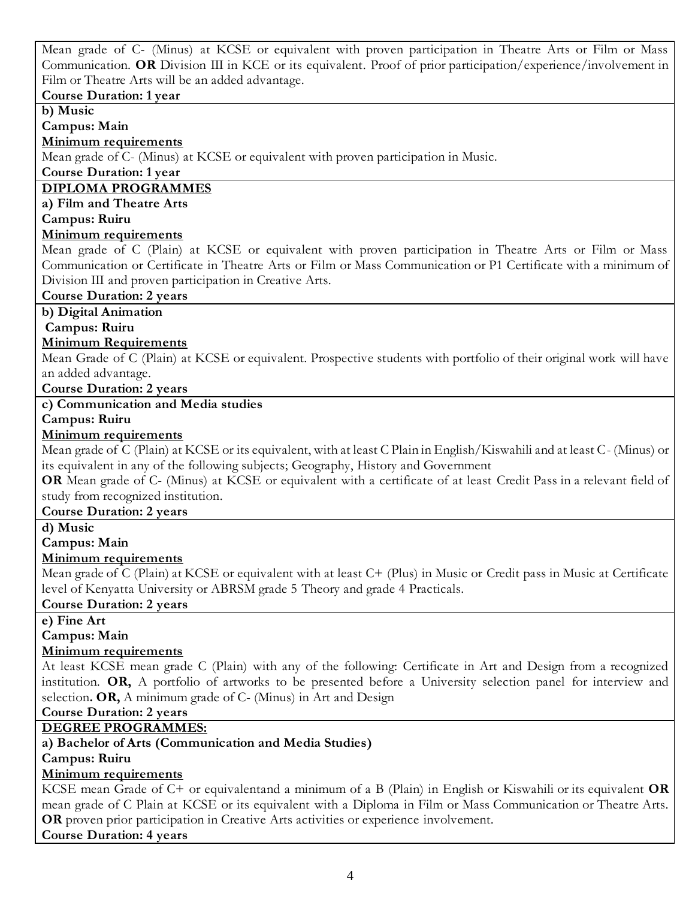Mean grade of C- (Minus) at KCSE or equivalent with proven participation in Theatre Arts or Film or Mass Communication. **OR** Division III in KCE or its equivalent. Proof of prior participation/experience/involvement in Film or Theatre Arts will be an added advantage.

**Course Duration: 1 year**

**b) Music**

**Campus: Main**

**Minimum requirements**

Mean grade of C- (Minus) at KCSE or equivalent with proven participation in Music.

**Course Duration: 1 year**

## DIPLOMA PROGRAMMES

**a) Film and Theatre Arts**

**Campus: Ruiru**

**Minimum requirements**

Mean grade of C (Plain) at KCSE or equivalent with proven participation in Theatre Arts or Film or Mass Communication or Certificate in Theatre Arts or Film or Mass Communication or P1 Certificate with a minimum of Division III and proven participation in Creative Arts.

**Course Duration: 2 years**

**b) Digital Animation**

**Campus: Ruiru**

**Minimum Requirements**

Mean Grade of C (Plain) at KCSE or equivalent. Prospective students with portfolio of their original work will have an added advantage.

**Course Duration: 2 years**

**c) Communication and Media studies**

**Campus: Ruiru**

**Minimum requirements**

Mean grade of C (Plain) at KCSE or its equivalent, with at least C Plain in English/Kiswahili and at least C- (Minus) or its equivalent in any of the following subjects; Geography, History and Government

**OR** Mean grade of C- (Minus) at KCSE or equivalent with a certificate of at least Credit Pass in a relevant field of study from recognized institution.

**Course Duration: 2 years**

**d) Music**

**Campus: Main**

**Minimum requirements**

Mean grade of C (Plain) at KCSE or equivalent with at least C+ (Plus) in Music or Credit pass in Music at Certificate level of Kenyatta University or ABRSM grade 5 Theory and grade 4 Practicals.

**Course Duration: 2 years**

**e) Fine Art**

**Campus: Main**

**Minimum requirements**

At least KCSE mean grade C (Plain) with any of the following: Certificate in Art and Design from a recognized institution. **OR,** A portfolio of artworks to be presented before a University selection panel for interview and selection**. OR,** A minimum grade of C- (Minus) in Art and Design

**Course Duration: 2 years**

## DEGREE PROGRAMMES:

**a) Bachelor of Arts (Communication and Media Studies)**

**Campus: Ruiru**

**Minimum requirements**

KCSE mean Grade of C+ or equivalentand a minimum of a B (Plain) in English or Kiswahili or its equivalent **OR** mean grade of C Plain at KCSE or its equivalent with a Diploma in Film or Mass Communication or Theatre Arts. **OR** proven prior participation in Creative Arts activities or experience involvement.

**Course Duration: 4 years**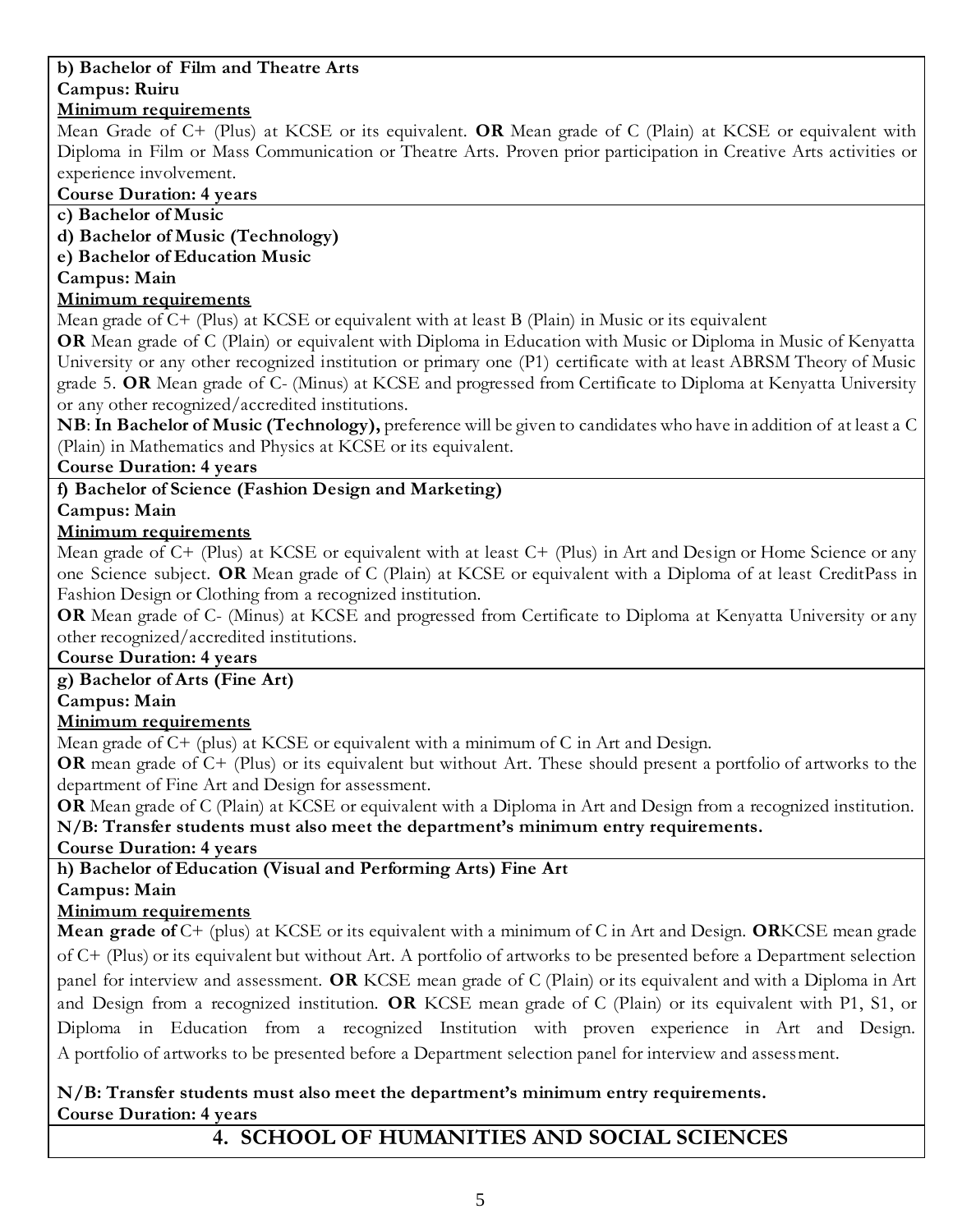**b) Bachelor of Film and Theatre Arts**

**Campus: Ruiru**

**Minimum requirements**

Mean Grade of C+ (Plus) at KCSE or its equivalent. **OR** Mean grade of C (Plain) at KCSE or equivalent with Diploma in Film or Mass Communication or Theatre Arts. Proven prior participation in Creative Arts activities or experience involvement.

**Course Duration: 4 years**

**c) Bachelor of Music**

**d) Bachelor of Music (Technology)**

**e) Bachelor of Education Music**

**Campus: Main**

**Minimum requirements**

Mean grade of C+ (Plus) at KCSE or equivalent with at least B (Plain) in Music or its equivalent

**OR** Mean grade of C (Plain) or equivalent with Diploma in Education with Music or Diploma in Music of Kenyatta University or any other recognized institution or primary one (P1) certificate with at least ABRSM Theory of Music grade 5. **OR** Mean grade of C- (Minus) at KCSE and progressed from Certificate to Diploma at Kenyatta University or any other recognized/accredited institutions.

**NB**: **In Bachelor of Music (Technology),** preference will be given to candidates who have in addition of at least a C (Plain) in Mathematics and Physics at KCSE or its equivalent.

**Course Duration: 4 years**

**f) Bachelor of Science (Fashion Design and Marketing)**

**Campus: Main**

**Minimum requirements**

Mean grade of C+ (Plus) at KCSE or equivalent with at least C+ (Plus) in Art and Design or Home Science or any one Science subject. **OR** Mean grade of C (Plain) at KCSE or equivalent with a Diploma of at least CreditPass in Fashion Design or Clothing from a recognized institution.

**OR** Mean grade of C- (Minus) at KCSE and progressed from Certificate to Diploma at Kenyatta University or any other recognized/accredited institutions.

**Course Duration: 4 years**

**g) Bachelor of Arts (Fine Art)**

**Campus: Main**

**Minimum requirements**

Mean grade of C+ (plus) at KCSE or equivalent with a minimum of C in Art and Design.

**OR** mean grade of C+ (Plus) or its equivalent but without Art. These should present a portfolio of artworks to the department of Fine Art and Design for assessment.

**OR** Mean grade of C (Plain) at KCSE or equivalent with a Diploma in Art and Design from a recognized institution.

**N/B: Transfer students must also meet the department's minimum entry requirements.**

**Course Duration: 4 years**

**h) Bachelor of Education (Visual and Performing Arts) Fine Art**

**Campus: Main**

**Minimum requirements**

**Mean grade of** C+ (plus) at KCSE or its equivalent with a minimum of C in Art and Design. **OR**KCSE mean grade of C+ (Plus) or its equivalent but without Art. A portfolio of artworks to be presented before a Department selection panel for interview and assessment. **OR** KCSE mean grade of C (Plain) or its equivalent and with a Diploma in Art and Design from a recognized institution. **OR** KCSE mean grade of C (Plain) or its equivalent with P1, S1, or Diploma in Education from a recognized Institution with proven experience in Art and Design. A portfolio of artworks to be presented before a Department selection panel for interview and assessment.

**N/B: Transfer students must also meet the department's minimum entry requirements.**

**Course Duration: 4 years**

## 4. SCHOOL OF HUMANITIES AND SOCIAL SCIENCES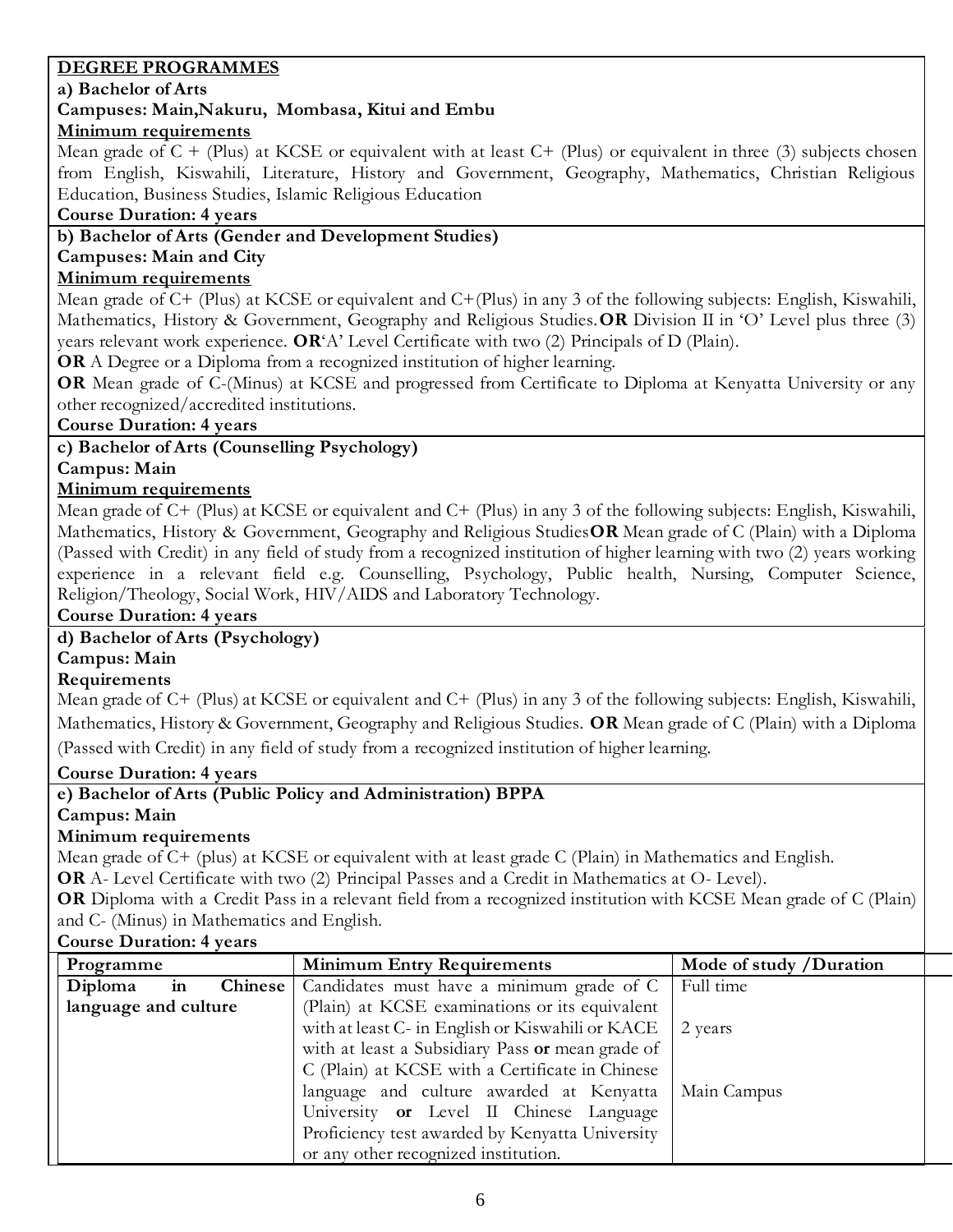**DEGREE PROGRAMMES**

**a) Bachelor of Arts**

**Campuses: Main,Nakuru, Mombasa, Kitui and Embu**

**Minimum requirements**

Mean grade of C + (Plus) at KCSE or equivalent with at least C+ (Plus) or equivalent in three (3) subjects chosen from English, Kiswahili, Literature, History and Government, Geography, Mathematics, Christian Religious Education, Business Studies, Islamic Religious Education

**Course Duration: 4 years**

**b) Bachelor of Arts (Gender and Development Studies)**

**Campuses: Main and City**

**Minimum requirements**

Mean grade of C+ (Plus) at KCSE or equivalent and C+(Plus) in any 3 of the following subjects: English, Kiswahili, Mathematics, History & Government, Geography and Religious Studies.**OR** Division II in 'O' Level plus three (3) years relevant work experience. **OR**'A' Level Certificate with two (2) Principals of D (Plain).

**OR** A Degree or a Diploma from a recognized institution of higher learning.

**OR** Mean grade of C-(Minus) at KCSE and progressed from Certificate to Diploma at Kenyatta University or any other recognized/accredited institutions.

**Course Duration: 4 years**

**c) Bachelor of Arts (Counselling Psychology)**

**Campus: Main**

**Minimum requirements**

Mean grade of C+ (Plus) at KCSE or equivalent and C+ (Plus) in any 3 of the following subjects: English, Kiswahili, Mathematics, History & Government, Geography and Religious Studies**OR** Mean grade of C (Plain) with a Diploma (Passed with Credit) in any field of study from a recognized institution of higher learning with two (2) years working experience in a relevant field e.g. Counselling, Psychology, Public health, Nursing, Computer Science, Religion/Theology, Social Work, HIV/AIDS and Laboratory Technology.

**Course Duration: 4 years**

**d) Bachelor of Arts (Psychology)**

**Campus: Main**

**Requirements**

Mean grade of C+ (Plus) at KCSE or equivalent and C+ (Plus) in any 3 of the following subjects: English, Kiswahili, Mathematics, History & Government, Geography and Religious Studies. **OR** Mean grade of C (Plain) with a Diploma (Passed with Credit) in any field of study from a recognized institution of higher learning.

**Course Duration: 4 years**

**e) Bachelor of Arts (Public Policy and Administration) BPPA**

**Campus: Main**

**Minimum requirements**

Mean grade of C+ (plus) at KCSE or equivalent with at least grade C (Plain) in Mathematics and English.

**OR** A- Level Certificate with two (2) Principal Passes and a Credit in Mathematics at O- Level).

**OR** Diploma with a Credit Pass in a relevant field from a recognized institution with KCSE Mean grade of C (Plain) and C- (Minus) in Mathematics and English.

**Course Duration: 4 years**

| Programme | Minimum Entry Requirements | Mode of study /Duration |
|---|---|---|
| **Diploma in Chinese language and culture** | Candidates must have a minimum grade of C (Plain) at KCSE examinations or its equivalent with at least C- in English or Kiswahili or KACE with at least a Subsidiary Pass **or** mean grade of C (Plain) at KCSE with a Certificate in Chinese language and culture awarded at Kenyatta University **or** Level II Chinese Language Proficiency test awarded by Kenyatta University or any other recognized institution. | Full time<br><br>2 years<br><br>Main Campus |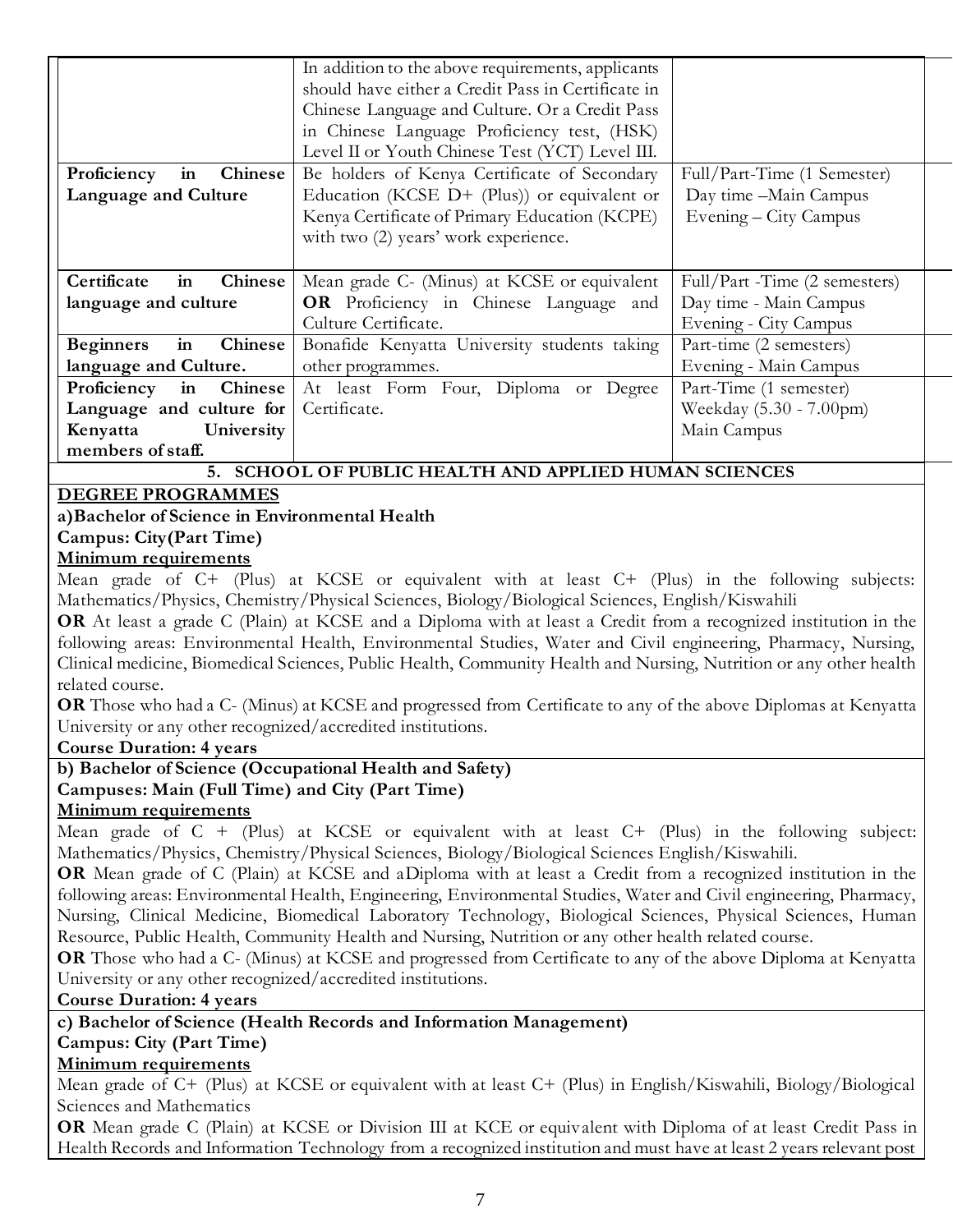| | | |
|---|---|---|
| | In addition to the above requirements, applicants should have either a Credit Pass in Certificate in Chinese Language and Culture. Or a Credit Pass in Chinese Language Proficiency test, (HSK) Level II or Youth Chinese Test (YCT) Level III. | |
| **Proficiency in Chinese Language and Culture** | Be holders of Kenya Certificate of Secondary Education (KCSE D+ (Plus)) or equivalent or Kenya Certificate of Primary Education (KCPE) with two (2) years' work experience. | Full/Part-Time (1 Semester)<br>Day time –Main Campus<br>Evening – City Campus |
| **Certificate in Chinese language and culture** | Mean grade C- (Minus) at KCSE or equivalent **OR** Proficiency in Chinese Language and Culture Certificate. | Full/Part -Time (2 semesters)<br>Day time - Main Campus<br>Evening - City Campus |
| **Beginners in Chinese language and Culture.** | Bonafide Kenyatta University students taking other programmes. | Part-time (2 semesters)<br>Evening - Main Campus |
| **Proficiency in Chinese Language and culture for Kenyatta University members of staff.** | At least Form Four, Diploma or Degree Certificate. | Part-Time (1 semester)<br>Weekday (5.30 - 7.00pm)<br>Main Campus |

## 5. SCHOOL OF PUBLIC HEALTH AND APPLIED HUMAN SCIENCES

**DEGREE PROGRAMMES**

**a)Bachelor of Science in Environmental Health**

**Campus: City(Part Time)**

**Minimum requirements**

Mean grade of C+ (Plus) at KCSE or equivalent with at least C+ (Plus) in the following subjects: Mathematics/Physics, Chemistry/Physical Sciences, Biology/Biological Sciences, English/Kiswahili

**OR** At least a grade C (Plain) at KCSE and a Diploma with at least a Credit from a recognized institution in the following areas: Environmental Health, Environmental Studies, Water and Civil engineering, Pharmacy, Nursing, Clinical medicine, Biomedical Sciences, Public Health, Community Health and Nursing, Nutrition or any other health related course.

**OR** Those who had a C- (Minus) at KCSE and progressed from Certificate to any of the above Diplomas at Kenyatta University or any other recognized/accredited institutions.

**Course Duration: 4 years**

**b) Bachelor of Science (Occupational Health and Safety)**

**Campuses: Main (Full Time) and City (Part Time)**

**Minimum requirements**

Mean grade of C + (Plus) at KCSE or equivalent with at least C+ (Plus) in the following subject: Mathematics/Physics, Chemistry/Physical Sciences, Biology/Biological Sciences English/Kiswahili.

**OR** Mean grade of C (Plain) at KCSE and aDiploma with at least a Credit from a recognized institution in the following areas: Environmental Health, Engineering, Environmental Studies, Water and Civil engineering, Pharmacy, Nursing, Clinical Medicine, Biomedical Laboratory Technology, Biological Sciences, Physical Sciences, Human Resource, Public Health, Community Health and Nursing, Nutrition or any other health related course.

**OR** Those who had a C- (Minus) at KCSE and progressed from Certificate to any of the above Diploma at Kenyatta University or any other recognized/accredited institutions.

**Course Duration: 4 years**

**c) Bachelor of Science (Health Records and Information Management)**

**Campus: City (Part Time)**

**Minimum requirements**

Mean grade of C+ (Plus) at KCSE or equivalent with at least C+ (Plus) in English/Kiswahili, Biology/Biological Sciences and Mathematics

**OR** Mean grade C (Plain) at KCSE or Division III at KCE or equivalent with Diploma of at least Credit Pass in Health Records and Information Technology from a recognized institution and must have at least 2 years relevant post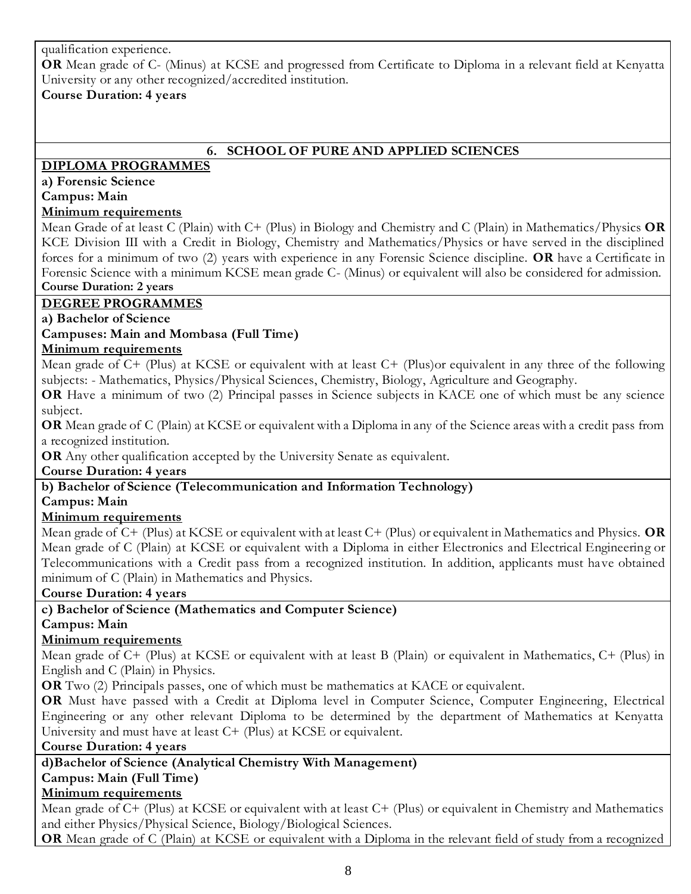qualification experience.

**OR** Mean grade of C- (Minus) at KCSE and progressed from Certificate to Diploma in a relevant field at Kenyatta University or any other recognized/accredited institution.

**Course Duration: 4 years**

## 6. SCHOOL OF PURE AND APPLIED SCIENCES

### DIPLOMA PROGRAMMES

**a) Forensic Science**

**Campus: Main**

**Minimum requirements**

Mean Grade of at least C (Plain) with C+ (Plus) in Biology and Chemistry and C (Plain) in Mathematics/Physics **OR** KCE Division III with a Credit in Biology, Chemistry and Mathematics/Physics or have served in the disciplined forces for a minimum of two (2) years with experience in any Forensic Science discipline. **OR** have a Certificate in Forensic Science with a minimum KCSE mean grade C- (Minus) or equivalent will also be considered for admission.

**Course Duration: 2 years**

### DEGREE PROGRAMMES

**a) Bachelor of Science**

**Campuses: Main and Mombasa (Full Time)**

**Minimum requirements**

Mean grade of C+ (Plus) at KCSE or equivalent with at least C+ (Plus)or equivalent in any three of the following subjects: - Mathematics, Physics/Physical Sciences, Chemistry, Biology, Agriculture and Geography.

**OR** Have a minimum of two (2) Principal passes in Science subjects in KACE one of which must be any science subject.

**OR** Mean grade of C (Plain) at KCSE or equivalent with a Diploma in any of the Science areas with a credit pass from a recognized institution.

**OR** Any other qualification accepted by the University Senate as equivalent.

**Course Duration: 4 years**

**b) Bachelor of Science (Telecommunication and Information Technology)**

**Campus: Main**

**Minimum requirements**

Mean grade of C+ (Plus) at KCSE or equivalent with at least C+ (Plus) or equivalent in Mathematics and Physics. **OR** Mean grade of C (Plain) at KCSE or equivalent with a Diploma in either Electronics and Electrical Engineering or Telecommunications with a Credit pass from a recognized institution. In addition, applicants must have obtained minimum of C (Plain) in Mathematics and Physics.

**Course Duration: 4 years**

**c) Bachelor of Science (Mathematics and Computer Science)**

**Campus: Main**

**Minimum requirements**

Mean grade of C+ (Plus) at KCSE or equivalent with at least B (Plain) or equivalent in Mathematics, C+ (Plus) in English and C (Plain) in Physics.

**OR** Two (2) Principals passes, one of which must be mathematics at KACE or equivalent.

**OR** Must have passed with a Credit at Diploma level in Computer Science, Computer Engineering, Electrical Engineering or any other relevant Diploma to be determined by the department of Mathematics at Kenyatta University and must have at least C+ (Plus) at KCSE or equivalent.

**Course Duration: 4 years**

**d)Bachelor of Science (Analytical Chemistry With Management)**

**Campus: Main (Full Time)**

**Minimum requirements**

Mean grade of C+ (Plus) at KCSE or equivalent with at least C+ (Plus) or equivalent in Chemistry and Mathematics and either Physics/Physical Science, Biology/Biological Sciences.

**OR** Mean grade of C (Plain) at KCSE or equivalent with a Diploma in the relevant field of study from a recognized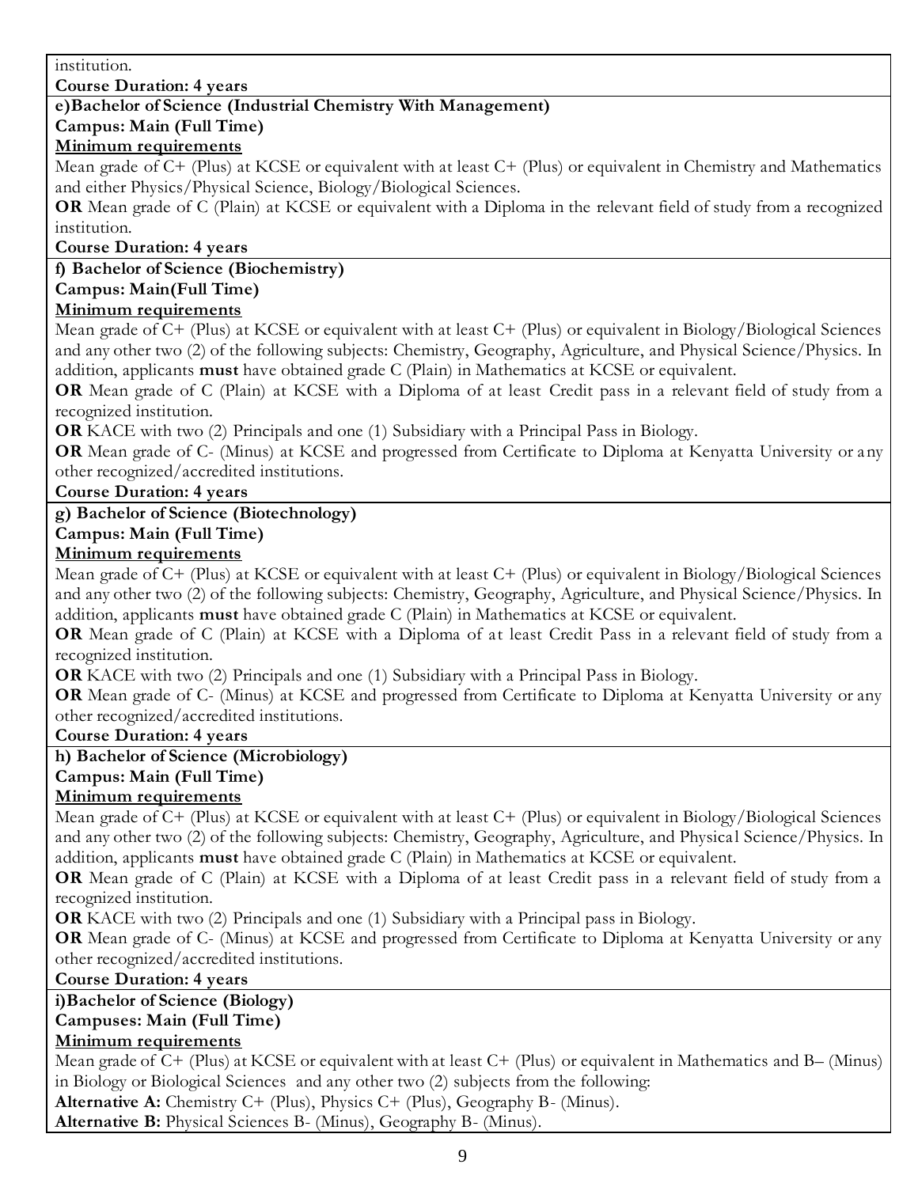institution.

**Course Duration: 4 years**

**e)Bachelor of Science (Industrial Chemistry With Management)**

**Campus: Main (Full Time)**

**Minimum requirements**

Mean grade of C+ (Plus) at KCSE or equivalent with at least C+ (Plus) or equivalent in Chemistry and Mathematics and either Physics/Physical Science, Biology/Biological Sciences.

**OR** Mean grade of C (Plain) at KCSE or equivalent with a Diploma in the relevant field of study from a recognized institution.

**Course Duration: 4 years**

**f) Bachelor of Science (Biochemistry)**

**Campus: Main(Full Time)**

**Minimum requirements**

Mean grade of C+ (Plus) at KCSE or equivalent with at least C+ (Plus) or equivalent in Biology/Biological Sciences and any other two (2) of the following subjects: Chemistry, Geography, Agriculture, and Physical Science/Physics. In addition, applicants **must** have obtained grade C (Plain) in Mathematics at KCSE or equivalent.

**OR** Mean grade of C (Plain) at KCSE with a Diploma of at least Credit pass in a relevant field of study from a recognized institution.

**OR** KACE with two (2) Principals and one (1) Subsidiary with a Principal Pass in Biology.

**OR** Mean grade of C- (Minus) at KCSE and progressed from Certificate to Diploma at Kenyatta University or any other recognized/accredited institutions.

**Course Duration: 4 years**

**g) Bachelor of Science (Biotechnology)**

**Campus: Main (Full Time)**

**Minimum requirements**

Mean grade of C+ (Plus) at KCSE or equivalent with at least C+ (Plus) or equivalent in Biology/Biological Sciences and any other two (2) of the following subjects: Chemistry, Geography, Agriculture, and Physical Science/Physics. In addition, applicants **must** have obtained grade C (Plain) in Mathematics at KCSE or equivalent.

**OR** Mean grade of C (Plain) at KCSE with a Diploma of at least Credit Pass in a relevant field of study from a recognized institution.

**OR** KACE with two (2) Principals and one (1) Subsidiary with a Principal Pass in Biology.

**OR** Mean grade of C- (Minus) at KCSE and progressed from Certificate to Diploma at Kenyatta University or any other recognized/accredited institutions.

**Course Duration: 4 years**

**h) Bachelor of Science (Microbiology)**

**Campus: Main (Full Time)**

**Minimum requirements**

Mean grade of C+ (Plus) at KCSE or equivalent with at least C+ (Plus) or equivalent in Biology/Biological Sciences and any other two (2) of the following subjects: Chemistry, Geography, Agriculture, and Physical Science/Physics. In addition, applicants **must** have obtained grade C (Plain) in Mathematics at KCSE or equivalent.

**OR** Mean grade of C (Plain) at KCSE with a Diploma of at least Credit pass in a relevant field of study from a recognized institution.

**OR** KACE with two (2) Principals and one (1) Subsidiary with a Principal pass in Biology.

**OR** Mean grade of C- (Minus) at KCSE and progressed from Certificate to Diploma at Kenyatta University or any other recognized/accredited institutions.

**Course Duration: 4 years**

**i)Bachelor of Science (Biology)**

**Campuses: Main (Full Time)**

**Minimum requirements**

Mean grade of C+ (Plus) at KCSE or equivalent with at least C+ (Plus) or equivalent in Mathematics and B– (Minus) in Biology or Biological Sciences and any other two (2) subjects from the following:

**Alternative A:** Chemistry C+ (Plus), Physics C+ (Plus), Geography B- (Minus).

**Alternative B:** Physical Sciences B- (Minus), Geography B- (Minus).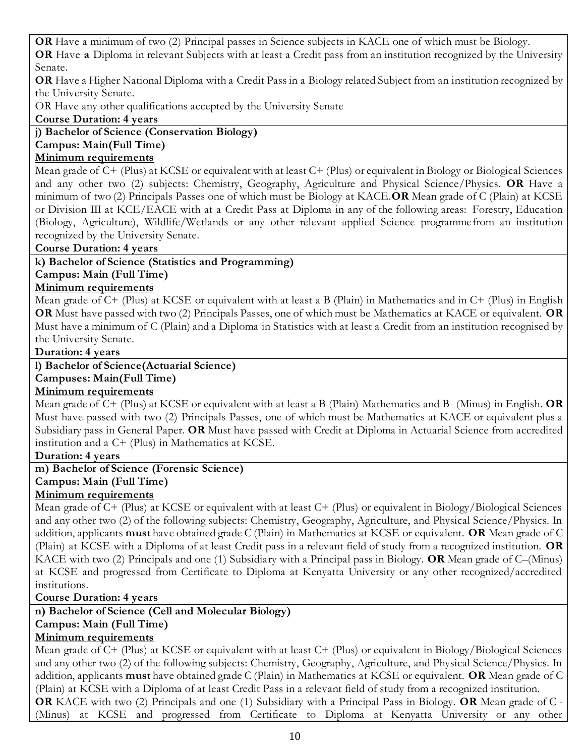**OR** Have a minimum of two (2) Principal passes in Science subjects in KACE one of which must be Biology.

**OR** Have **a** Diploma in relevant Subjects with at least a Credit pass from an institution recognized by the University Senate.

**OR** Have a Higher National Diploma with a Credit Pass in a Biology related Subject from an institution recognized by the University Senate.

OR Have any other qualifications accepted by the University Senate

**Course Duration: 4 years**

**j) Bachelor of Science (Conservation Biology)**

**Campus: Main(Full Time)**

**Minimum requirements**

Mean grade of C+ (Plus) at KCSE or equivalent with at least C+ (Plus) or equivalent in Biology or Biological Sciences and any other two (2) subjects: Chemistry, Geography, Agriculture and Physical Science/Physics. **OR** Have a minimum of two (2) Principals Passes one of which must be Biology at KACE.**OR** Mean grade of C (Plain) at KCSE or Division III at KCE/EACE with at a Credit Pass at Diploma in any of the following areas: Forestry, Education (Biology, Agriculture), Wildlife/Wetlands or any other relevant applied Science programme from an institution recognized by the University Senate.

**Course Duration: 4 years**

**k) Bachelor of Science (Statistics and Programming)**

**Campus: Main (Full Time)**

**Minimum requirements**

Mean grade of C+ (Plus) at KCSE or equivalent with at least a B (Plain) in Mathematics and in C+ (Plus) in English **OR** Must have passed with two (2) Principals Passes, one of which must be Mathematics at KACE or equivalent. **OR** Must have a minimum of C (Plain) and a Diploma in Statistics with at least a Credit from an institution recognised by the University Senate.

**Duration: 4 years**

**l) Bachelor of Science(Actuarial Science)**

**Campuses: Main(Full Time)**

**Minimum requirements**

Mean grade of C+ (Plus) at KCSE or equivalent with at least a B (Plain) Mathematics and B- (Minus) in English. **OR** Must have passed with two (2) Principals Passes, one of which must be Mathematics at KACE or equivalent plus a Subsidiary pass in General Paper. **OR** Must have passed with Credit at Diploma in Actuarial Science from accredited institution and a C+ (Plus) in Mathematics at KCSE.

**Duration: 4 years**

**m) Bachelor of Science (Forensic Science)**

**Campus: Main (Full Time)**

**Minimum requirements**

Mean grade of C+ (Plus) at KCSE or equivalent with at least C+ (Plus) or equivalent in Biology/Biological Sciences and any other two (2) of the following subjects: Chemistry, Geography, Agriculture, and Physical Science/Physics. In addition, applicants **must** have obtained grade C (Plain) in Mathematics at KCSE or equivalent. **OR** Mean grade of C (Plain) at KCSE with a Diploma of at least Credit pass in a relevant field of study from a recognized institution. **OR** KACE with two (2) Principals and one (1) Subsidiary with a Principal pass in Biology. **OR** Mean grade of C–(Minus) at KCSE and progressed from Certificate to Diploma at Kenyatta University or any other recognized/accredited institutions.

**Course Duration: 4 years**

**n) Bachelor of Science (Cell and Molecular Biology)**

**Campus: Main (Full Time)**

**Minimum requirements**

Mean grade of C+ (Plus) at KCSE or equivalent with at least C+ (Plus) or equivalent in Biology/Biological Sciences and any other two (2) of the following subjects: Chemistry, Geography, Agriculture, and Physical Science/Physics. In addition, applicants **must** have obtained grade C (Plain) in Mathematics at KCSE or equivalent. **OR** Mean grade of C (Plain) at KCSE with a Diploma of at least Credit Pass in a relevant field of study from a recognized institution.

**OR** KACE with two (2) Principals and one (1) Subsidiary with a Principal Pass in Biology. **OR** Mean grade of C - (Minus) at KCSE and progressed from Certificate to Diploma at Kenyatta University or any other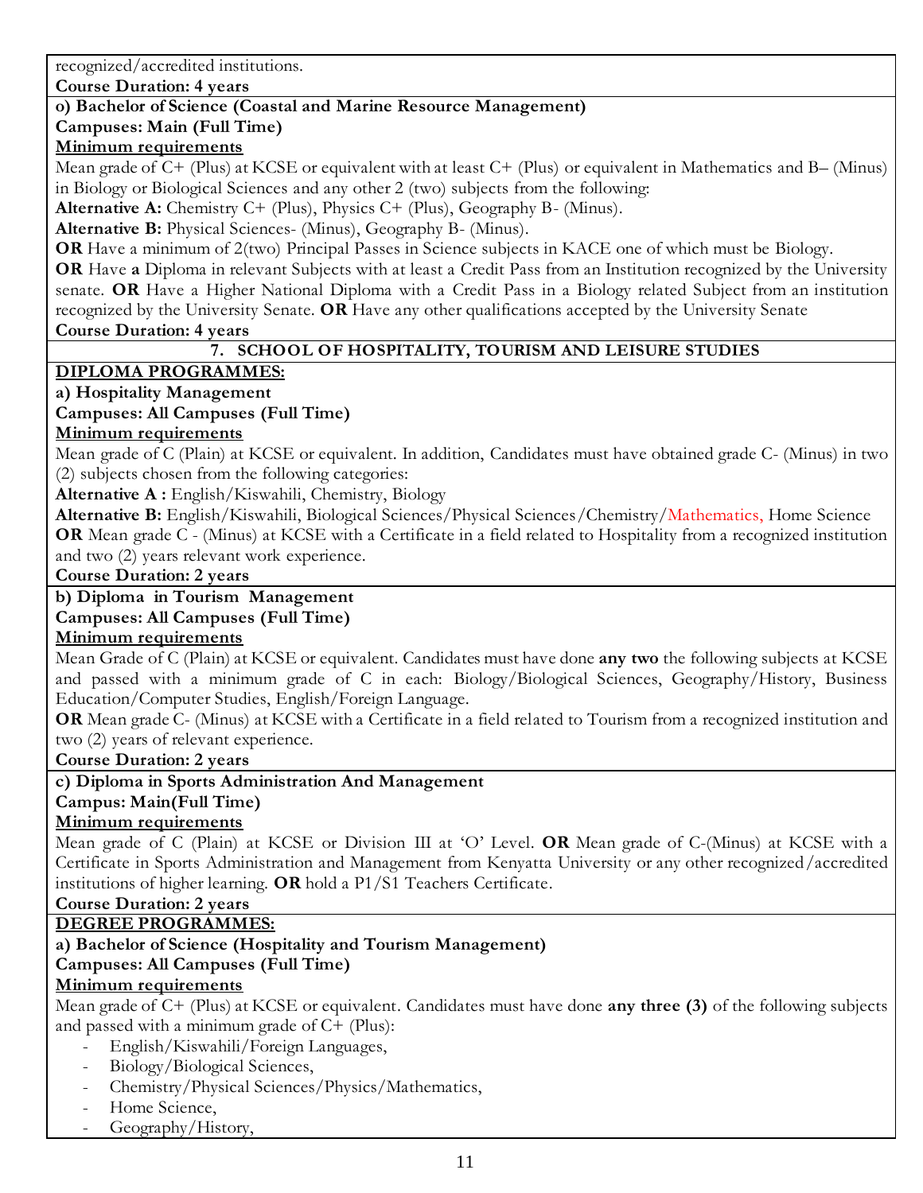recognized/accredited institutions.

**Course Duration: 4 years**

**o) Bachelor of Science (Coastal and Marine Resource Management)**

**Campuses: Main (Full Time)**

**Minimum requirements**

Mean grade of C+ (Plus) at KCSE or equivalent with at least C+ (Plus) or equivalent in Mathematics and B– (Minus) in Biology or Biological Sciences and any other 2 (two) subjects from the following:

**Alternative A:** Chemistry C+ (Plus), Physics C+ (Plus), Geography B- (Minus).

**Alternative B:** Physical Sciences- (Minus), Geography B- (Minus).

**OR** Have a minimum of 2(two) Principal Passes in Science subjects in KACE one of which must be Biology.

**OR** Have **a** Diploma in relevant Subjects with at least a Credit Pass from an Institution recognized by the University senate. **OR** Have a Higher National Diploma with a Credit Pass in a Biology related Subject from an institution recognized by the University Senate. **OR** Have any other qualifications accepted by the University Senate

**Course Duration: 4 years**

## 7. SCHOOL OF HOSPITALITY, TOURISM AND LEISURE STUDIES

**DIPLOMA PROGRAMMES:**

**a) Hospitality Management**

**Campuses: All Campuses (Full Time)**

**Minimum requirements**

Mean grade of C (Plain) at KCSE or equivalent. In addition, Candidates must have obtained grade C- (Minus) in two (2) subjects chosen from the following categories:

**Alternative A :** English/Kiswahili, Chemistry, Biology

**Alternative B:** English/Kiswahili, Biological Sciences/Physical Sciences/Chemistry/Mathematics, Home Science

**OR** Mean grade C - (Minus) at KCSE with a Certificate in a field related to Hospitality from a recognized institution and two (2) years relevant work experience.

**Course Duration: 2 years**

**b) Diploma in Tourism Management**

**Campuses: All Campuses (Full Time)**

**Minimum requirements**

Mean Grade of C (Plain) at KCSE or equivalent. Candidates must have done **any two** the following subjects at KCSE and passed with a minimum grade of C in each: Biology/Biological Sciences, Geography/History, Business Education/Computer Studies, English/Foreign Language.

**OR** Mean grade C- (Minus) at KCSE with a Certificate in a field related to Tourism from a recognized institution and two (2) years of relevant experience.

**Course Duration: 2 years**

**c) Diploma in Sports Administration And Management**

**Campus: Main(Full Time)**

**Minimum requirements**

Mean grade of C (Plain) at KCSE or Division III at 'O' Level. **OR** Mean grade of C-(Minus) at KCSE with a Certificate in Sports Administration and Management from Kenyatta University or any other recognized/accredited institutions of higher learning. **OR** hold a P1/S1 Teachers Certificate.

**Course Duration: 2 years**

**DEGREE PROGRAMMES:**

**a) Bachelor of Science (Hospitality and Tourism Management)**

**Campuses: All Campuses (Full Time)**

**Minimum requirements**

Mean grade of C+ (Plus) at KCSE or equivalent. Candidates must have done **any three (3)** of the following subjects and passed with a minimum grade of C+ (Plus):

- English/Kiswahili/Foreign Languages,
- Biology/Biological Sciences,
- Chemistry/Physical Sciences/Physics/Mathematics,
- Home Science,
- Geography/History,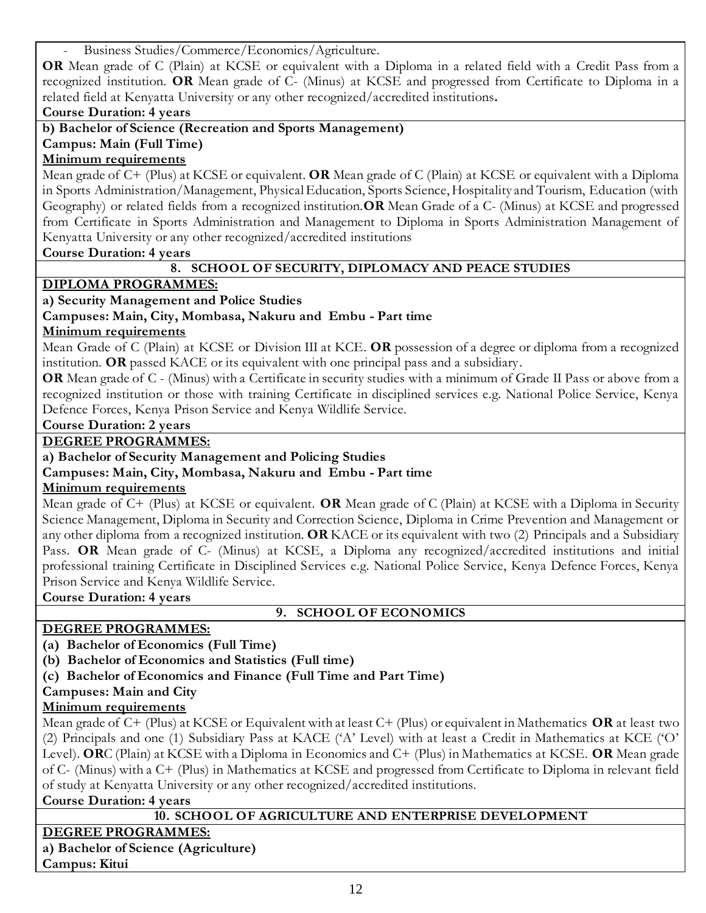- Business Studies/Commerce/Economics/Agriculture.

**OR** Mean grade of C (Plain) at KCSE or equivalent with a Diploma in a related field with a Credit Pass from a recognized institution. **OR** Mean grade of C- (Minus) at KCSE and progressed from Certificate to Diploma in a related field at Kenyatta University or any other recognized/accredited institutions**.**

**Course Duration: 4 years**

**b) Bachelor of Science (Recreation and Sports Management)**

**Campus: Main (Full Time)**

**Minimum requirements**

Mean grade of C+ (Plus) at KCSE or equivalent. **OR** Mean grade of C (Plain) at KCSE or equivalent with a Diploma in Sports Administration/Management, Physical Education, Sports Science, Hospitality and Tourism, Education (with Geography) or related fields from a recognized institution.**OR** Mean Grade of a C- (Minus) at KCSE and progressed from Certificate in Sports Administration and Management to Diploma in Sports Administration Management of Kenyatta University or any other recognized/accredited institutions

**Course Duration: 4 years**

## 8. SCHOOL OF SECURITY, DIPLOMACY AND PEACE STUDIES

**DIPLOMA PROGRAMMES:**

**a) Security Management and Police Studies**

**Campuses: Main, City, Mombasa, Nakuru and Embu - Part time**

**Minimum requirements**

Mean Grade of C (Plain) at KCSE or Division III at KCE. **OR** possession of a degree or diploma from a recognized institution. **OR** passed KACE or its equivalent with one principal pass and a subsidiary.

**OR** Mean grade of C - (Minus) with a Certificate in security studies with a minimum of Grade II Pass or above from a recognized institution or those with training Certificate in disciplined services e.g. National Police Service, Kenya Defence Forces, Kenya Prison Service and Kenya Wildlife Service.

**Course Duration: 2 years**

**DEGREE PROGRAMMES:**

**a) Bachelor of Security Management and Policing Studies**

**Campuses: Main, City, Mombasa, Nakuru and Embu - Part time**

**Minimum requirements**

Mean grade of C+ (Plus) at KCSE or equivalent. **OR** Mean grade of C (Plain) at KCSE with a Diploma in Security Science Management, Diploma in Security and Correction Science, Diploma in Crime Prevention and Management or any other diploma from a recognized institution. **OR** KACE or its equivalent with two (2) Principals and a Subsidiary Pass. **OR** Mean grade of C- (Minus) at KCSE, a Diploma any recognized/accredited institutions and initial professional training Certificate in Disciplined Services e.g. National Police Service, Kenya Defence Forces, Kenya Prison Service and Kenya Wildlife Service.

**Course Duration: 4 years**

## 9. SCHOOL OF ECONOMICS

**DEGREE PROGRAMMES:**

**(a) Bachelor of Economics (Full Time)**

**(b) Bachelor of Economics and Statistics (Full time)**

**(c) Bachelor of Economics and Finance (Full Time and Part Time)**

**Campuses: Main and City**

**Minimum requirements**

Mean grade of C+ (Plus) at KCSE or Equivalent with at least C+ (Plus) or equivalent in Mathematics **OR** at least two (2) Principals and one (1) Subsidiary Pass at KACE ('A' Level) with at least a Credit in Mathematics at KCE ('O' Level). **OR**C (Plain) at KCSE with a Diploma in Economics and C+ (Plus) in Mathematics at KCSE. **OR** Mean grade of C- (Minus) with a C+ (Plus) in Mathematics at KCSE and progressed from Certificate to Diploma in relevant field of study at Kenyatta University or any other recognized/accredited institutions.

**Course Duration: 4 years**

## 10. SCHOOL OF AGRICULTURE AND ENTERPRISE DEVELOPMENT

**DEGREE PROGRAMMES:**

**a) Bachelor of Science (Agriculture)**

**Campus: Kitui**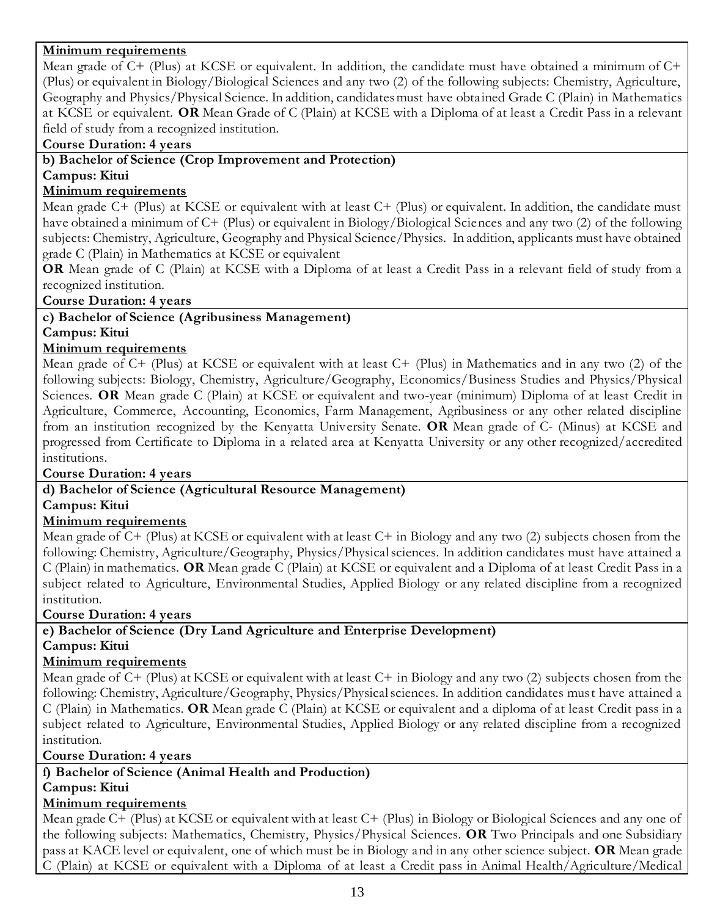**Minimum requirements**

Mean grade of C+ (Plus) at KCSE or equivalent. In addition, the candidate must have obtained a minimum of C+ (Plus) or equivalent in Biology/Biological Sciences and any two (2) of the following subjects: Chemistry, Agriculture, Geography and Physics/Physical Science. In addition, candidates must have obtained Grade C (Plain) in Mathematics at KCSE or equivalent. **OR** Mean Grade of C (Plain) at KCSE with a Diploma of at least a Credit Pass in a relevant field of study from a recognized institution.

**Course Duration: 4 years**

**b) Bachelor of Science (Crop Improvement and Protection)**

**Campus: Kitui**

**Minimum requirements**

Mean grade C+ (Plus) at KCSE or equivalent with at least C+ (Plus) or equivalent. In addition, the candidate must have obtained a minimum of C+ (Plus) or equivalent in Biology/Biological Sciences and any two (2) of the following subjects: Chemistry, Agriculture, Geography and Physical Science/Physics. In addition, applicants must have obtained grade C (Plain) in Mathematics at KCSE or equivalent

**OR** Mean grade of C (Plain) at KCSE with a Diploma of at least a Credit Pass in a relevant field of study from a recognized institution.

**Course Duration: 4 years**

**c) Bachelor of Science (Agribusiness Management)**

**Campus: Kitui**

**Minimum requirements**

Mean grade of C+ (Plus) at KCSE or equivalent with at least C+ (Plus) in Mathematics and in any two (2) of the following subjects: Biology, Chemistry, Agriculture/Geography, Economics/Business Studies and Physics/Physical Sciences. **OR** Mean grade C (Plain) at KCSE or equivalent and two-year (minimum) Diploma of at least Credit in Agriculture, Commerce, Accounting, Economics, Farm Management, Agribusiness or any other related discipline from an institution recognized by the Kenyatta University Senate. **OR** Mean grade of C- (Minus) at KCSE and progressed from Certificate to Diploma in a related area at Kenyatta University or any other recognized/accredited institutions.

**Course Duration: 4 years**

**d) Bachelor of Science (Agricultural Resource Management)**

**Campus: Kitui**

**Minimum requirements**

Mean grade of C+ (Plus) at KCSE or equivalent with at least C+ in Biology and any two (2) subjects chosen from the following: Chemistry, Agriculture/Geography, Physics/Physical sciences. In addition candidates must have attained a C (Plain) in mathematics. **OR** Mean grade C (Plain) at KCSE or equivalent and a Diploma of at least Credit Pass in a subject related to Agriculture, Environmental Studies, Applied Biology or any related discipline from a recognized institution.

**Course Duration: 4 years**

**e) Bachelor of Science (Dry Land Agriculture and Enterprise Development)**

**Campus: Kitui**

**Minimum requirements**

Mean grade of C+ (Plus) at KCSE or equivalent with at least C+ in Biology and any two (2) subjects chosen from the following: Chemistry, Agriculture/Geography, Physics/Physical sciences. In addition candidates must have attained a C (Plain) in Mathematics. **OR** Mean grade C (Plain) at KCSE or equivalent and a diploma of at least Credit pass in a subject related to Agriculture, Environmental Studies, Applied Biology or any related discipline from a recognized institution.

**Course Duration: 4 years**

**f) Bachelor of Science (Animal Health and Production)**

**Campus: Kitui**

**Minimum requirements**

Mean grade C+ (Plus) at KCSE or equivalent with at least C+ (Plus) in Biology or Biological Sciences and any one of the following subjects: Mathematics, Chemistry, Physics/Physical Sciences. **OR** Two Principals and one Subsidiary pass at KACE level or equivalent, one of which must be in Biology and in any other science subject. **OR** Mean grade C (Plain) at KCSE or equivalent with a Diploma of at least a Credit pass in Animal Health/Agriculture/Medical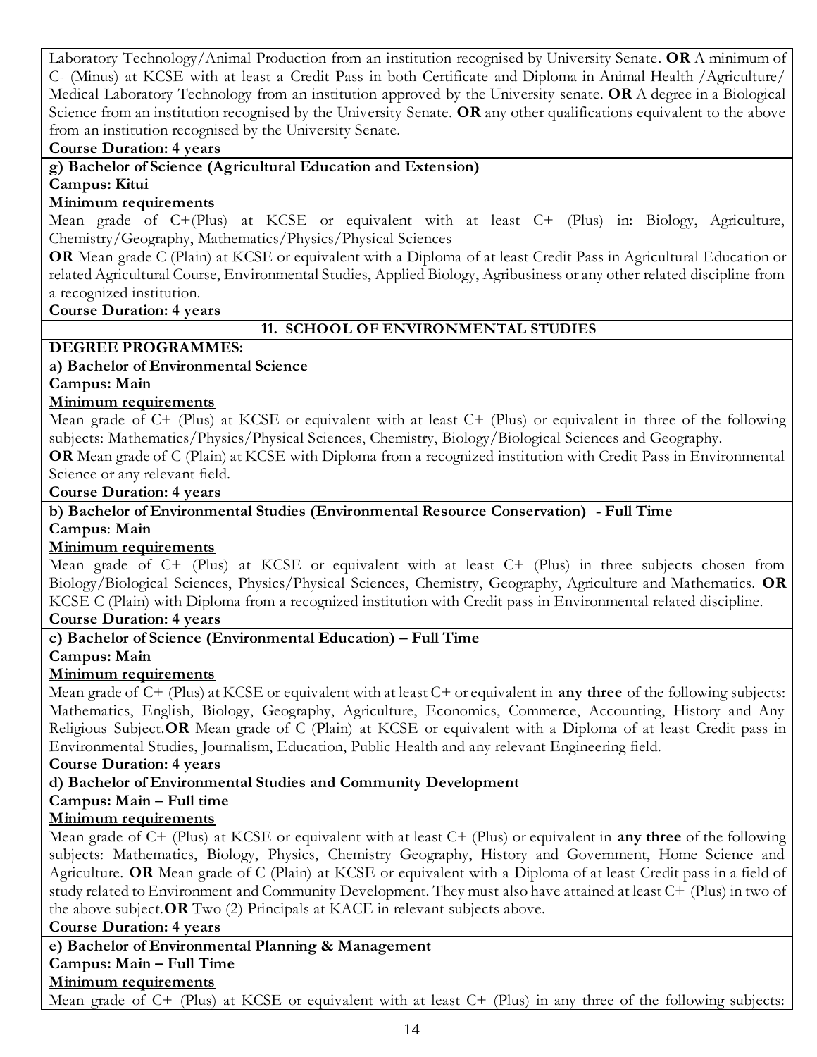Laboratory Technology/Animal Production from an institution recognised by University Senate. **OR** A minimum of C- (Minus) at KCSE with at least a Credit Pass in both Certificate and Diploma in Animal Health /Agriculture/ Medical Laboratory Technology from an institution approved by the University senate. **OR** A degree in a Biological Science from an institution recognised by the University Senate. **OR** any other qualifications equivalent to the above from an institution recognised by the University Senate.

**Course Duration: 4 years**

**g) Bachelor of Science (Agricultural Education and Extension)**

**Campus: Kitui**

**Minimum requirements**

Mean grade of C+(Plus) at KCSE or equivalent with at least C+ (Plus) in: Biology, Agriculture, Chemistry/Geography, Mathematics/Physics/Physical Sciences

**OR** Mean grade C (Plain) at KCSE or equivalent with a Diploma of at least Credit Pass in Agricultural Education or related Agricultural Course, Environmental Studies, Applied Biology, Agribusiness or any other related discipline from a recognized institution.

**Course Duration: 4 years**

## 11. SCHOOL OF ENVIRONMENTAL STUDIES

**DEGREE PROGRAMMES:**

**a) Bachelor of Environmental Science**

**Campus: Main**

**Minimum requirements**

Mean grade of C+ (Plus) at KCSE or equivalent with at least C+ (Plus) or equivalent in three of the following subjects: Mathematics/Physics/Physical Sciences, Chemistry, Biology/Biological Sciences and Geography.

**OR** Mean grade of C (Plain) at KCSE with Diploma from a recognized institution with Credit Pass in Environmental Science or any relevant field.

**Course Duration: 4 years**

**b) Bachelor of Environmental Studies (Environmental Resource Conservation) - Full Time**

**Campus: Main**

**Minimum requirements**

Mean grade of C+ (Plus) at KCSE or equivalent with at least C+ (Plus) in three subjects chosen from Biology/Biological Sciences, Physics/Physical Sciences, Chemistry, Geography, Agriculture and Mathematics. **OR** KCSE C (Plain) with Diploma from a recognized institution with Credit pass in Environmental related discipline.

**Course Duration: 4 years**

**c) Bachelor of Science (Environmental Education) – Full Time**

**Campus: Main**

**Minimum requirements**

Mean grade of C+ (Plus) at KCSE or equivalent with at least C+ or equivalent in **any three** of the following subjects: Mathematics, English, Biology, Geography, Agriculture, Economics, Commerce, Accounting, History and Any Religious Subject.**OR** Mean grade of C (Plain) at KCSE or equivalent with a Diploma of at least Credit pass in Environmental Studies, Journalism, Education, Public Health and any relevant Engineering field.

**Course Duration: 4 years**

**d) Bachelor of Environmental Studies and Community Development**

**Campus: Main – Full time**

**Minimum requirements**

Mean grade of C+ (Plus) at KCSE or equivalent with at least C+ (Plus) or equivalent in **any three** of the following subjects: Mathematics, Biology, Physics, Chemistry Geography, History and Government, Home Science and Agriculture. **OR** Mean grade of C (Plain) at KCSE or equivalent with a Diploma of at least Credit pass in a field of study related to Environment and Community Development. They must also have attained at least C+ (Plus) in two of the above subject.**OR** Two (2) Principals at KACE in relevant subjects above.

**Course Duration: 4 years**

**e) Bachelor of Environmental Planning & Management**

**Campus: Main – Full Time**

**Minimum requirements**

Mean grade of C+ (Plus) at KCSE or equivalent with at least C+ (Plus) in any three of the following subjects: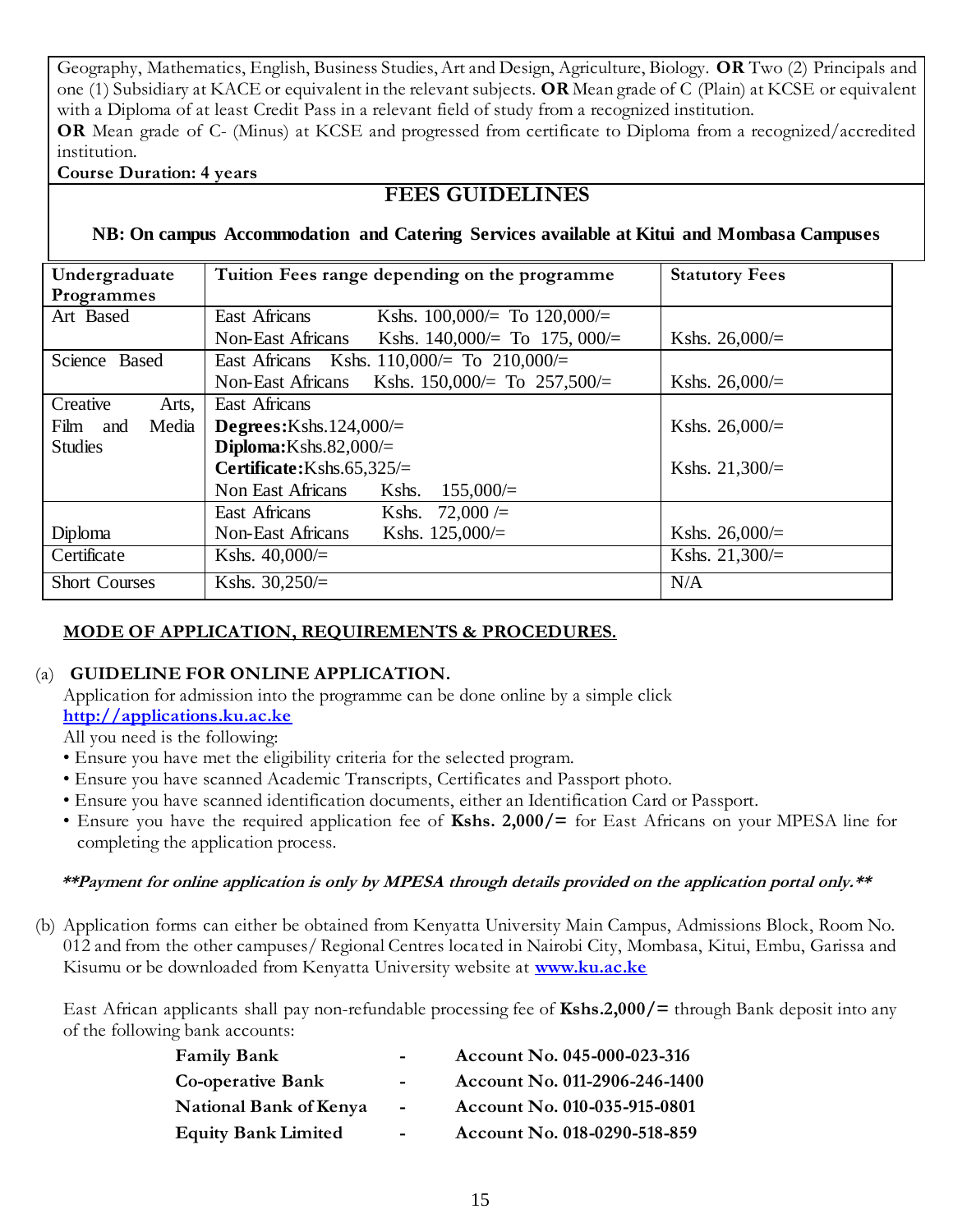Geography, Mathematics, English, Business Studies, Art and Design, Agriculture, Biology. **OR** Two (2) Principals and one (1) Subsidiary at KACE or equivalent in the relevant subjects. **OR** Mean grade of C (Plain) at KCSE or equivalent with a Diploma of at least Credit Pass in a relevant field of study from a recognized institution.
**OR** Mean grade of C- (Minus) at KCSE and progressed from certificate to Diploma from a recognized/accredited institution.

**Course Duration: 4 years**

## FEES GUIDELINES

**NB: On campus Accommodation and Catering Services available at Kitui and Mombasa Campuses**

| Undergraduate Programmes | Tuition Fees range depending on the programme | Statutory Fees |
|---|---|---|
| Art Based | East Africans Kshs. 100,000/= To 120,000/= <br> Non-East Africans Kshs. 140,000/= To 175, 000/= | Kshs. 26,000/= |
| Science Based | East Africans Kshs. 110,000/= To 210,000/= <br> Non-East Africans Kshs. 150,000/= To 257,500/= | Kshs. 26,000/= |
| Creative Arts, Film and Media Studies | East Africans <br> **Degrees:**Kshs.124,000/= <br> **Diploma:**Kshs.82,000/= <br> **Certificate:**Kshs.65,325/= <br> Non East Africans Kshs. 155,000/= | Kshs. 26,000/= <br> Kshs. 21,300/= |
| Diploma | East Africans Kshs. 72,000 /= <br> Non-East Africans Kshs. 125,000/= | Kshs. 26,000/= |
| Certificate | Kshs. 40,000/= | Kshs. 21,300/= |
| Short Courses | Kshs. 30,250/= | N/A |

## MODE OF APPLICATION, REQUIREMENTS & PROCEDURES.

(a) **GUIDELINE FOR ONLINE APPLICATION.**

Application for admission into the programme can be done online by a simple click **http://applications.ku.ac.ke**

All you need is the following:

- Ensure you have met the eligibility criteria for the selected program.
- Ensure you have scanned Academic Transcripts, Certificates and Passport photo.
- Ensure you have scanned identification documents, either an Identification Card or Passport.
- Ensure you have the required application fee of **Kshs. 2,000/=** for East Africans on your MPESA line for completing the application process.

***\*\*Payment for online application is only by MPESA through details provided on the application portal only.\*\****

(b) Application forms can either be obtained from Kenyatta University Main Campus, Admissions Block, Room No. 012 and from the other campuses/ Regional Centres located in Nairobi City, Mombasa, Kitui, Embu, Garissa and Kisumu or be downloaded from Kenyatta University website at **www.ku.ac.ke**

East African applicants shall pay non-refundable processing fee of **Kshs.2,000/=** through Bank deposit into any of the following bank accounts:

| | | |
|---|---|---|
| **Family Bank** | - | **Account No. 045-000-023-316** |
| **Co-operative Bank** | - | **Account No. 011-2906-246-1400** |
| **National Bank of Kenya** | - | **Account No. 010-035-915-0801** |
| **Equity Bank Limited** | - | **Account No. 018-0290-518-859** |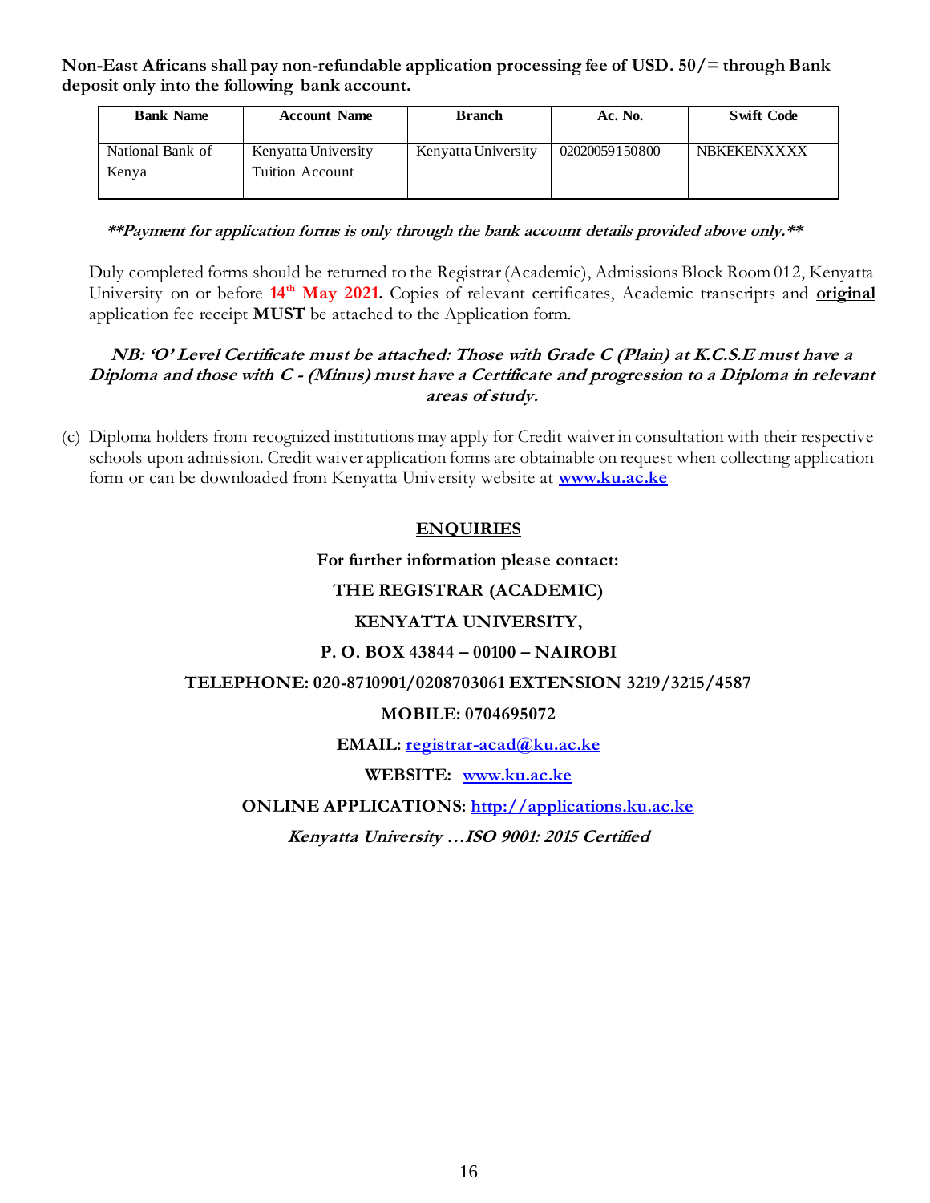**Non-East Africans shall pay non-refundable application processing fee of USD. 50/= through Bank deposit only into the following bank account.**

| Bank Name | Account Name | Branch | Ac. No. | Swift Code |
|---|---|---|---|---|
| National Bank of Kenya | Kenyatta University Tuition Account | Kenyatta University | 02020059150800 | NBKEKENXXXX |

***\*\*Payment for application forms is only through the bank account details provided above only.\*\****

Duly completed forms should be returned to the Registrar (Academic), Admissions Block Room 012, Kenyatta University on or before **14th May 2021.** Copies of relevant certificates, Academic transcripts and **original** application fee receipt **MUST** be attached to the Application form.

***NB: 'O' Level Certificate must be attached: Those with Grade C (Plain) at K.C.S.E must have a Diploma and those with C - (Minus) must have a Certificate and progression to a Diploma in relevant areas of study.***

(c) Diploma holders from recognized institutions may apply for Credit waiver in consultation with their respective schools upon admission. Credit waiver application forms are obtainable on request when collecting application form or can be downloaded from Kenyatta University website at [www.ku.ac.ke](http://www.ku.ac.ke)

## ENQUIRIES

**For further information please contact:**

**THE REGISTRAR (ACADEMIC)**

**KENYATTA UNIVERSITY,**

**P. O. BOX 43844 – 00100 – NAIROBI**

**TELEPHONE: 020-8710901/0208703061 EXTENSION 3219/3215/4587**

**MOBILE: 0704695072**

**EMAIL: registrar-acad@ku.ac.ke**

**WEBSITE: www.ku.ac.ke**

**ONLINE APPLICATIONS: http://applications.ku.ac.ke**

***Kenyatta University …ISO 9001: 2015 Certified***